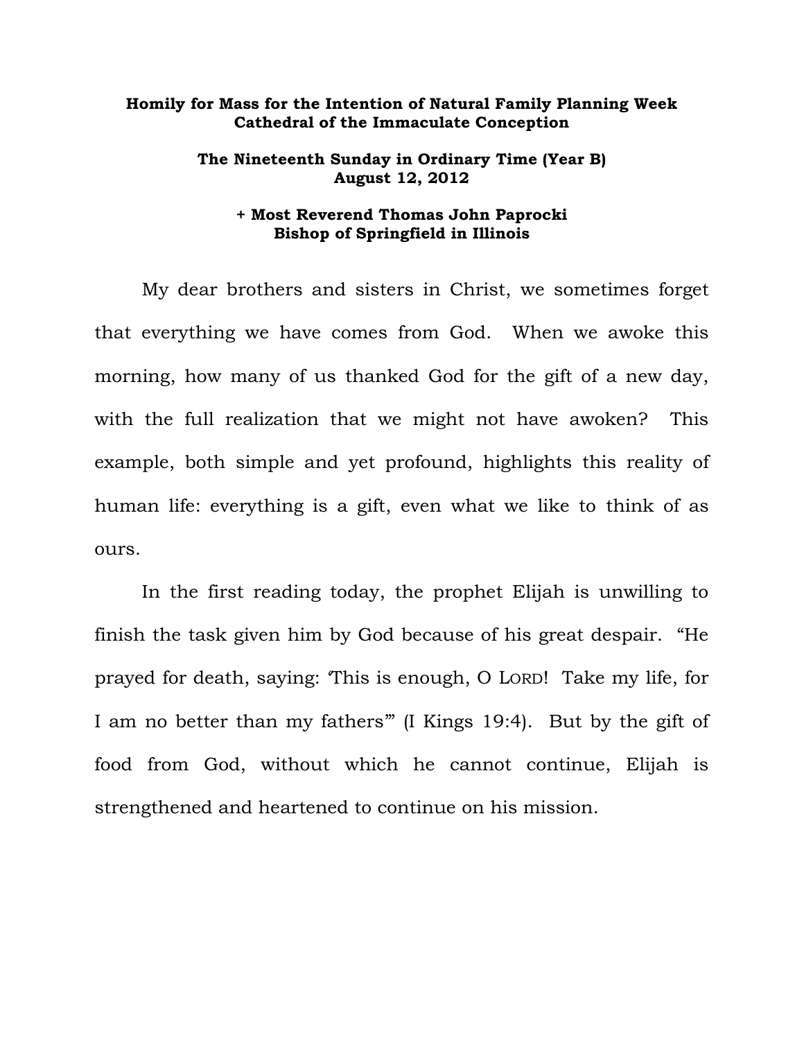**Homily for Mass for the Intention of Natural Family Planning Week**
**Cathedral of the Immaculate Conception**

**The Nineteenth Sunday in Ordinary Time (Year B)**
**August 12, 2012**

**+ Most Reverend Thomas John Paprocki**
**Bishop of Springfield in Illinois**

My dear brothers and sisters in Christ, we sometimes forget that everything we have comes from God. When we awoke this morning, how many of us thanked God for the gift of a new day, with the full realization that we might not have awoken? This example, both simple and yet profound, highlights this reality of human life: everything is a gift, even what we like to think of as ours.

In the first reading today, the prophet Elijah is unwilling to finish the task given him by God because of his great despair. "He prayed for death, saying: 'This is enough, O LORD! Take my life, for I am no better than my fathers'" (I Kings 19:4). But by the gift of food from God, without which he cannot continue, Elijah is strengthened and heartened to continue on his mission.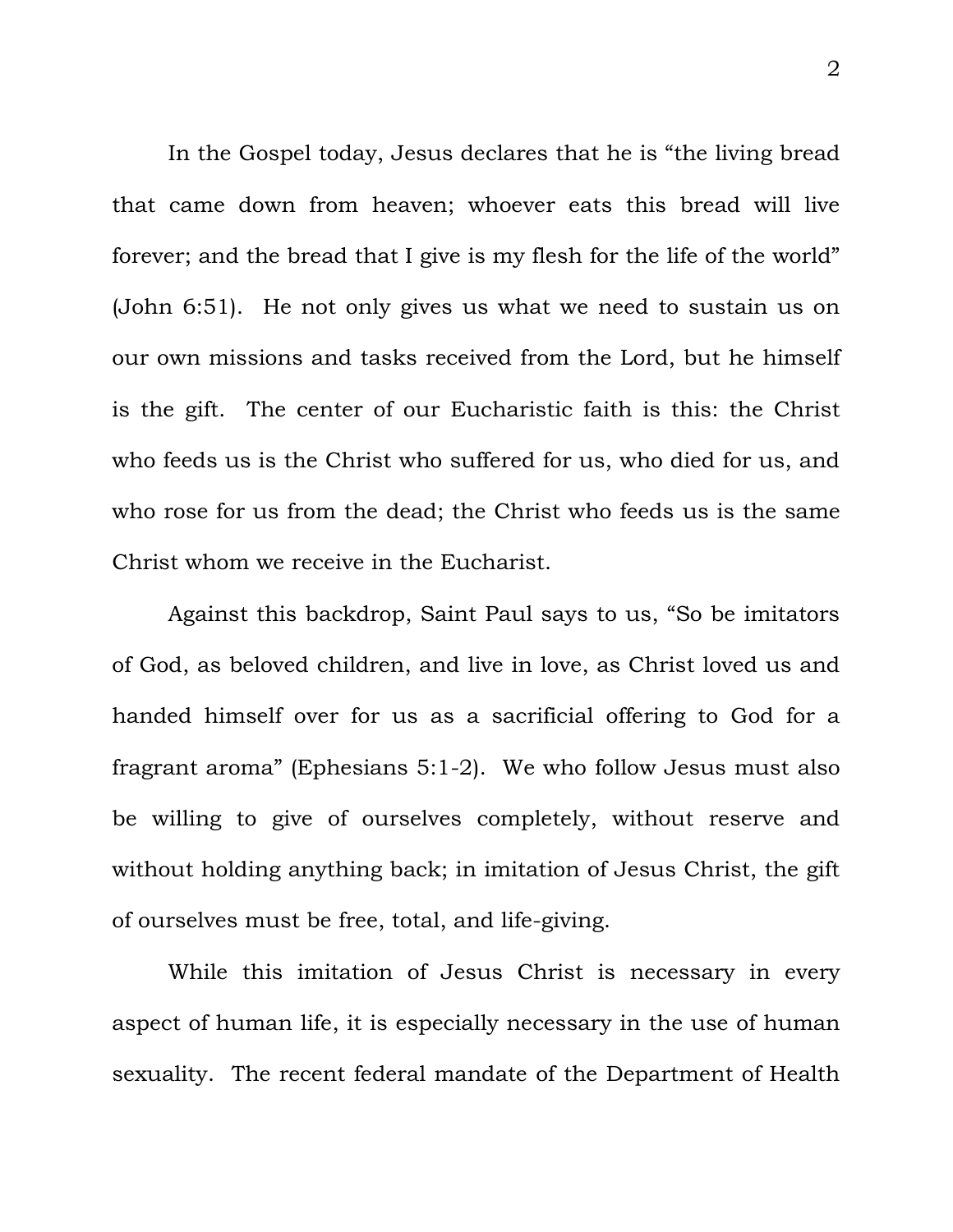In the Gospel today, Jesus declares that he is "the living bread that came down from heaven; whoever eats this bread will live forever; and the bread that I give is my flesh for the life of the world" (John 6:51). He not only gives us what we need to sustain us on our own missions and tasks received from the Lord, but he himself is the gift. The center of our Eucharistic faith is this: the Christ who feeds us is the Christ who suffered for us, who died for us, and who rose for us from the dead; the Christ who feeds us is the same Christ whom we receive in the Eucharist.

Against this backdrop, Saint Paul says to us, "So be imitators of God, as beloved children, and live in love, as Christ loved us and handed himself over for us as a sacrificial offering to God for a fragrant aroma" (Ephesians 5:1-2). We who follow Jesus must also be willing to give of ourselves completely, without reserve and without holding anything back; in imitation of Jesus Christ, the gift of ourselves must be free, total, and life-giving.

While this imitation of Jesus Christ is necessary in every aspect of human life, it is especially necessary in the use of human sexuality. The recent federal mandate of the Department of Health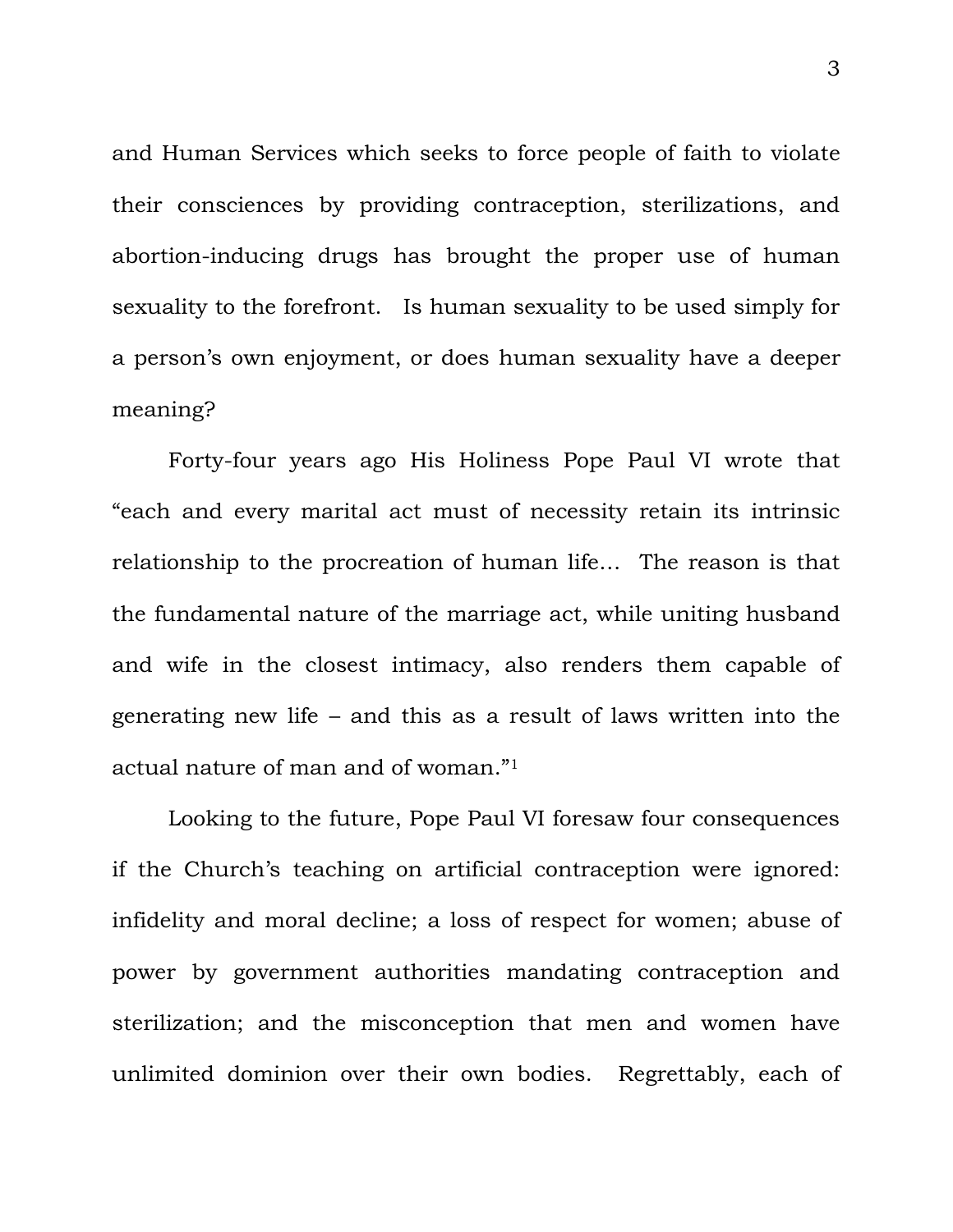and Human Services which seeks to force people of faith to violate their consciences by providing contraception, sterilizations, and abortion-inducing drugs has brought the proper use of human sexuality to the forefront. Is human sexuality to be used simply for a person's own enjoyment, or does human sexuality have a deeper meaning?

Forty-four years ago His Holiness Pope Paul VI wrote that "each and every marital act must of necessity retain its intrinsic relationship to the procreation of human life… The reason is that the fundamental nature of the marriage act, while uniting husband and wife in the closest intimacy, also renders them capable of generating new life – and this as a result of laws written into the actual nature of man and of woman."[1]

Looking to the future, Pope Paul VI foresaw four consequences if the Church's teaching on artificial contraception were ignored: infidelity and moral decline; a loss of respect for women; abuse of power by government authorities mandating contraception and sterilization; and the misconception that men and women have unlimited dominion over their own bodies. Regrettably, each of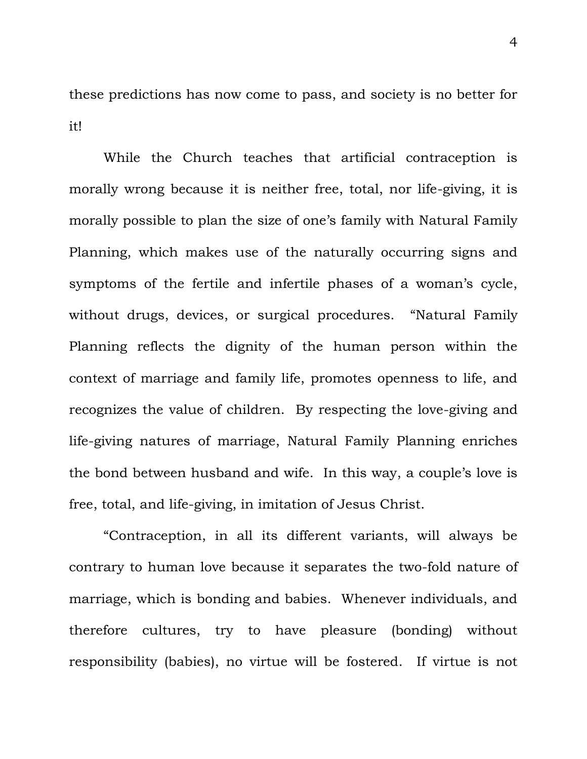these predictions has now come to pass, and society is no better for it!

While the Church teaches that artificial contraception is morally wrong because it is neither free, total, nor life-giving, it is morally possible to plan the size of one's family with Natural Family Planning, which makes use of the naturally occurring signs and symptoms of the fertile and infertile phases of a woman's cycle, without drugs, devices, or surgical procedures. "Natural Family Planning reflects the dignity of the human person within the context of marriage and family life, promotes openness to life, and recognizes the value of children. By respecting the love-giving and life-giving natures of marriage, Natural Family Planning enriches the bond between husband and wife. In this way, a couple's love is free, total, and life-giving, in imitation of Jesus Christ.

"Contraception, in all its different variants, will always be contrary to human love because it separates the two-fold nature of marriage, which is bonding and babies. Whenever individuals, and therefore cultures, try to have pleasure (bonding) without responsibility (babies), no virtue will be fostered. If virtue is not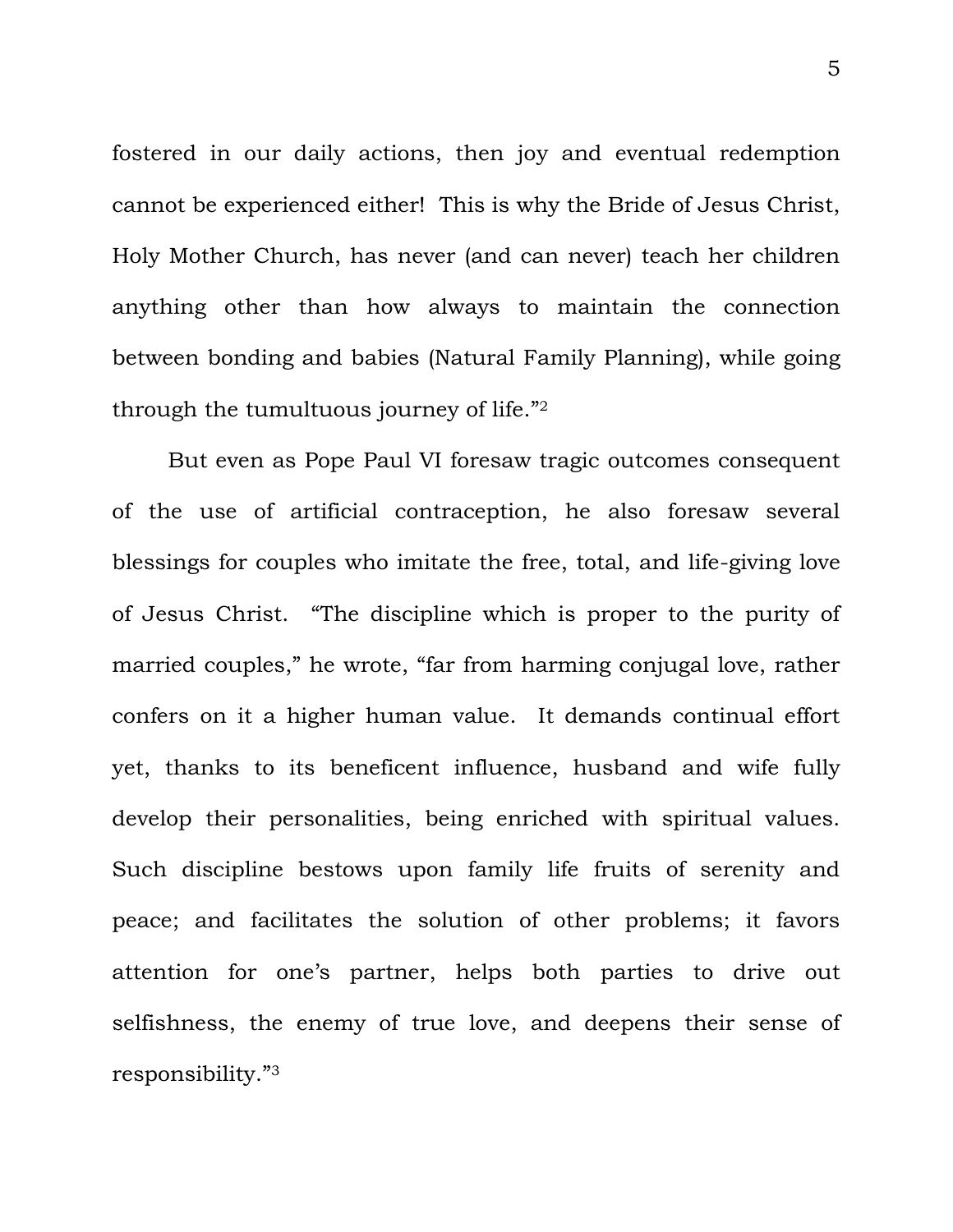fostered in our daily actions, then joy and eventual redemption cannot be experienced either! This is why the Bride of Jesus Christ, Holy Mother Church, has never (and can never) teach her children anything other than how always to maintain the connection between bonding and babies (Natural Family Planning), while going through the tumultuous journey of life."[2]

But even as Pope Paul VI foresaw tragic outcomes consequent of the use of artificial contraception, he also foresaw several blessings for couples who imitate the free, total, and life-giving love of Jesus Christ. "The discipline which is proper to the purity of married couples," he wrote, "far from harming conjugal love, rather confers on it a higher human value. It demands continual effort yet, thanks to its beneficent influence, husband and wife fully develop their personalities, being enriched with spiritual values. Such discipline bestows upon family life fruits of serenity and peace; and facilitates the solution of other problems; it favors attention for one's partner, helps both parties to drive out selfishness, the enemy of true love, and deepens their sense of responsibility."[3]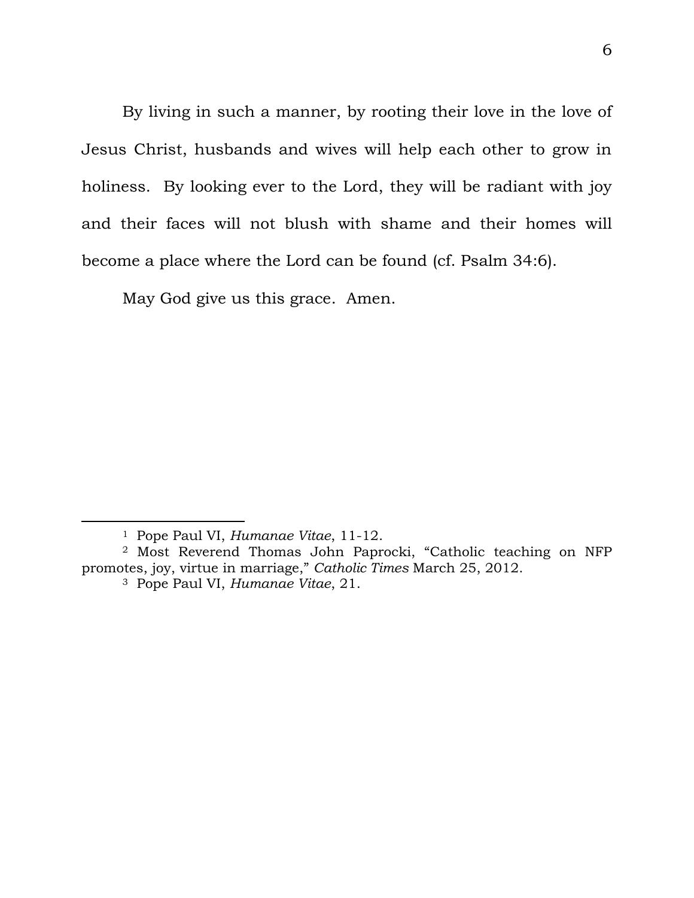By living in such a manner, by rooting their love in the love of Jesus Christ, husbands and wives will help each other to grow in holiness. By looking ever to the Lord, they will be radiant with joy and their faces will not blush with shame and their homes will become a place where the Lord can be found (cf. Psalm 34:6).

May God give us this grace. Amen.

---

[1] Pope Paul VI, *Humanae Vitae*, 11-12.

[2] Most Reverend Thomas John Paprocki, "Catholic teaching on NFP promotes, joy, virtue in marriage," *Catholic Times* March 25, 2012.

[3] Pope Paul VI, *Humanae Vitae*, 21.